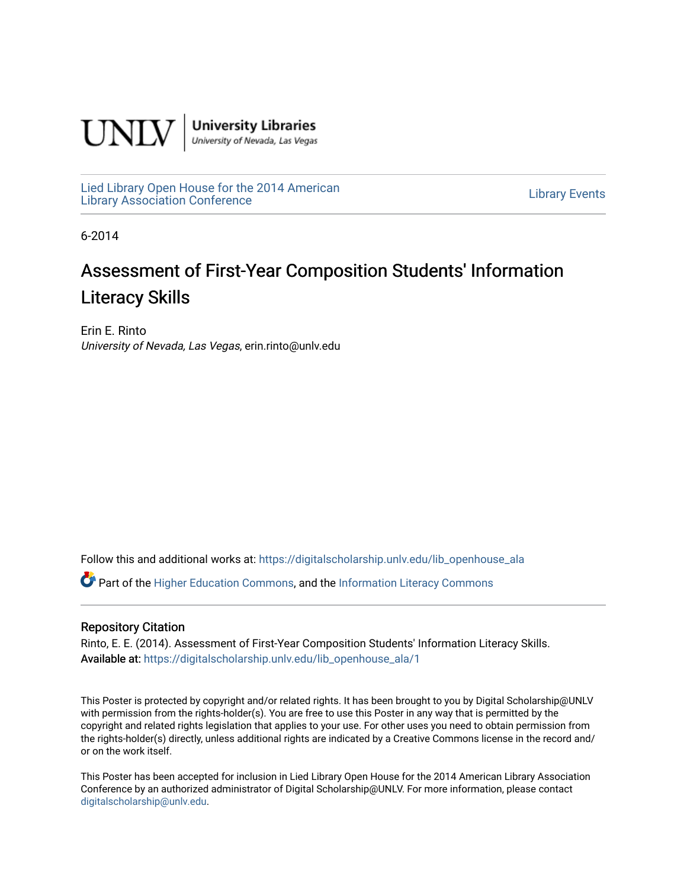UNLV | University Libraries
University of Nevada, Las Vegas

Lied Library Open House for the 2014 American Library Association Conference

Library Events

6-2014

# Assessment of First-Year Composition Students' Information Literacy Skills

Erin E. Rinto
*University of Nevada, Las Vegas*, erin.rinto@unlv.edu

Follow this and additional works at: https://digitalscholarship.unlv.edu/lib_openhouse_ala

Part of the Higher Education Commons, and the Information Literacy Commons

## Repository Citation

Rinto, E. E. (2014). Assessment of First-Year Composition Students' Information Literacy Skills.
**Available at:** https://digitalscholarship.unlv.edu/lib_openhouse_ala/1

This Poster is protected by copyright and/or related rights. It has been brought to you by Digital Scholarship@UNLV with permission from the rights-holder(s). You are free to use this Poster in any way that is permitted by the copyright and related rights legislation that applies to your use. For other uses you need to obtain permission from the rights-holder(s) directly, unless additional rights are indicated by a Creative Commons license in the record and/or on the work itself.

This Poster has been accepted for inclusion in Lied Library Open House for the 2014 American Library Association Conference by an authorized administrator of Digital Scholarship@UNLV. For more information, please contact digitalscholarship@unlv.edu.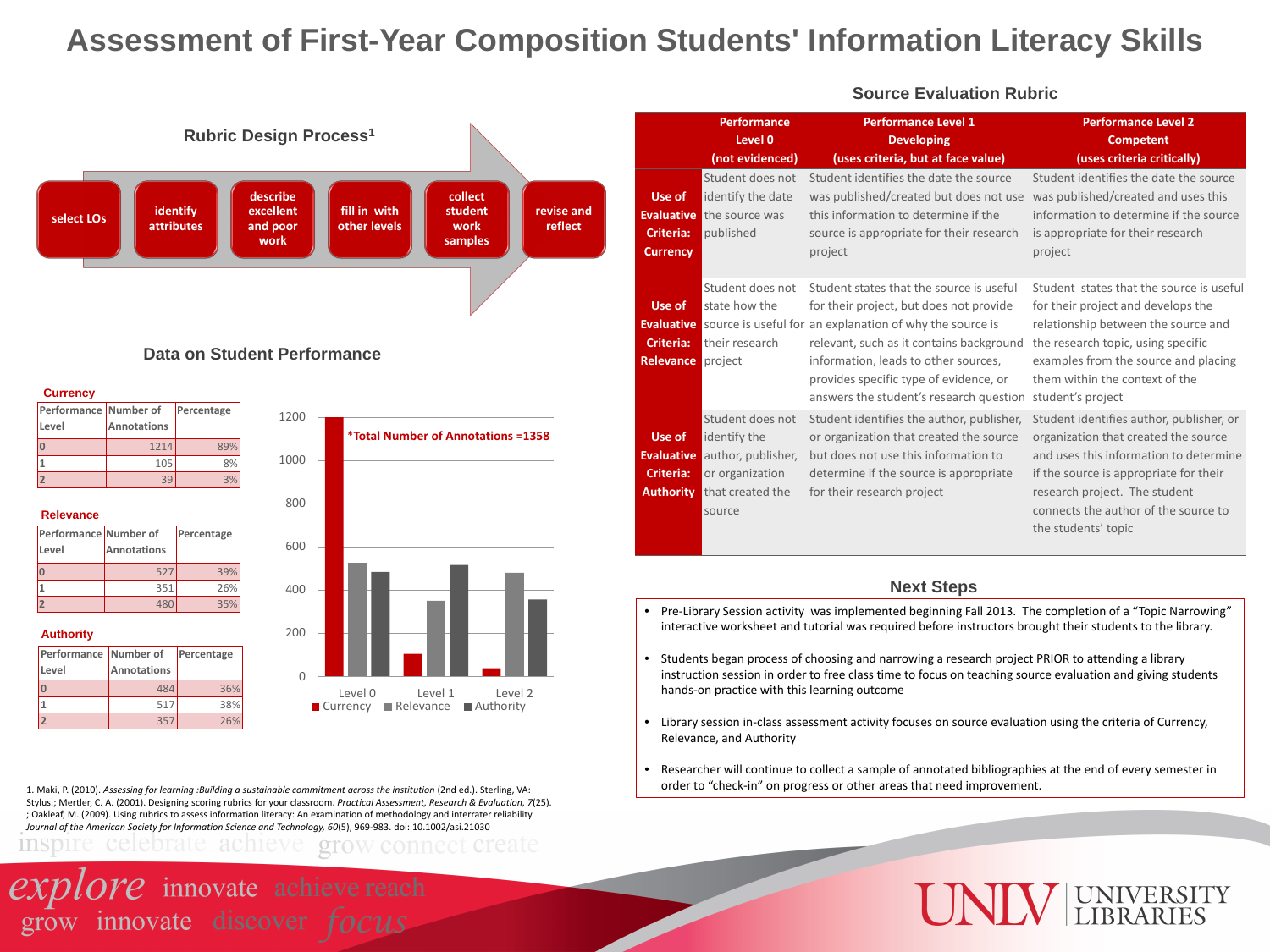# Assessment of First-Year Composition Students' Information Literacy Skills

## Rubric Design Process[1]

select LOs → identify attributes → describe excellent and poor work → fill in with other levels → collect student work samples → revise and reflect

## Data on Student Performance

**Currency**

| Performance Level | Number of Annotations | Percentage |
|---|---|---|
| 0 | 1214 | 89% |
| 1 | 105 | 8% |
| 2 | 39 | 3% |

**Relevance**

| Performance Level | Number of Annotations | Percentage |
|---|---|---|
| 0 | 527 | 39% |
| 1 | 351 | 26% |
| 2 | 480 | 35% |

**Authority**

| Performance Level | Number of Annotations | Percentage |
|---|---|---|
| 0 | 484 | 36% |
| 1 | 517 | 38% |
| 2 | 357 | 26% |

*Total Number of Annotations =1358

1200
1000
800
600
400
200
0

Level 0 Level 1 Level 2

Currency Relevance Authority

## Source Evaluation Rubric

| | Performance Level 0 (not evidenced) | Performance Level 1 Developing (uses criteria, but at face value) | Performance Level 2 Competent (uses criteria critically) |
|---|---|---|---|
| **Use of Evaluative Criteria: Currency** | Student does not identify the date the source was published | Student identifies the date the source was published/created but does not use this information to determine if the source is appropriate for their research project | Student identifies the date the source was published/created and uses this information to determine if the source is appropriate for their research project |
| **Use of Evaluative Criteria: Relevance** | Student does not state how the source is useful for their research project | Student states that the source is useful for their project, but does not provide an explanation of why the source is relevant, such as it contains background information, leads to other sources, provides specific type of evidence, or answers the student's research question | Student states that the source is useful for their project and develops the relationship between the source and the research topic, using specific examples from the source and placing them within the context of the student's project |
| **Use of Evaluative Criteria: Authority** | Student does not identify the author, publisher, or organization that created the source | Student identifies the author, publisher, or organization that created the source but does not use this information to determine if the source is appropriate for their research project | Student identifies author, publisher, or organization that created the source and uses this information to determine if the source is appropriate for their research project. The student connects the author of the source to the students' topic |

## Next Steps

- Pre-Library Session activity was implemented beginning Fall 2013. The completion of a "Topic Narrowing" interactive worksheet and tutorial was required before instructors brought their students to the library.
- Students began process of choosing and narrowing a research project PRIOR to attending a library instruction session in order to free class time to focus on teaching source evaluation and giving students hands-on practice with this learning outcome
- Library session in-class assessment activity focuses on source evaluation using the criteria of Currency, Relevance, and Authority
- Researcher will continue to collect a sample of annotated bibliographies at the end of every semester in order to "check-in" on progress or other areas that need improvement.

1. Maki, P. (2010). *Assessing for learning :Building a sustainable commitment across the institution* (2nd ed.). Sterling, VA: Stylus.; Mertler, C. A. (2001). Designing scoring rubrics for your classroom. *Practical Assessment, Research & Evaluation, 7*(25). ; Oakleaf, M. (2009). Using rubrics to assess information literacy: An examination of methodology and interrater reliability. *Journal of the American Society for Information Science and Technology, 60*(5), 969-983. doi: 10.1002/asi.21030

UNLV UNIVERSITY LIBRARIES